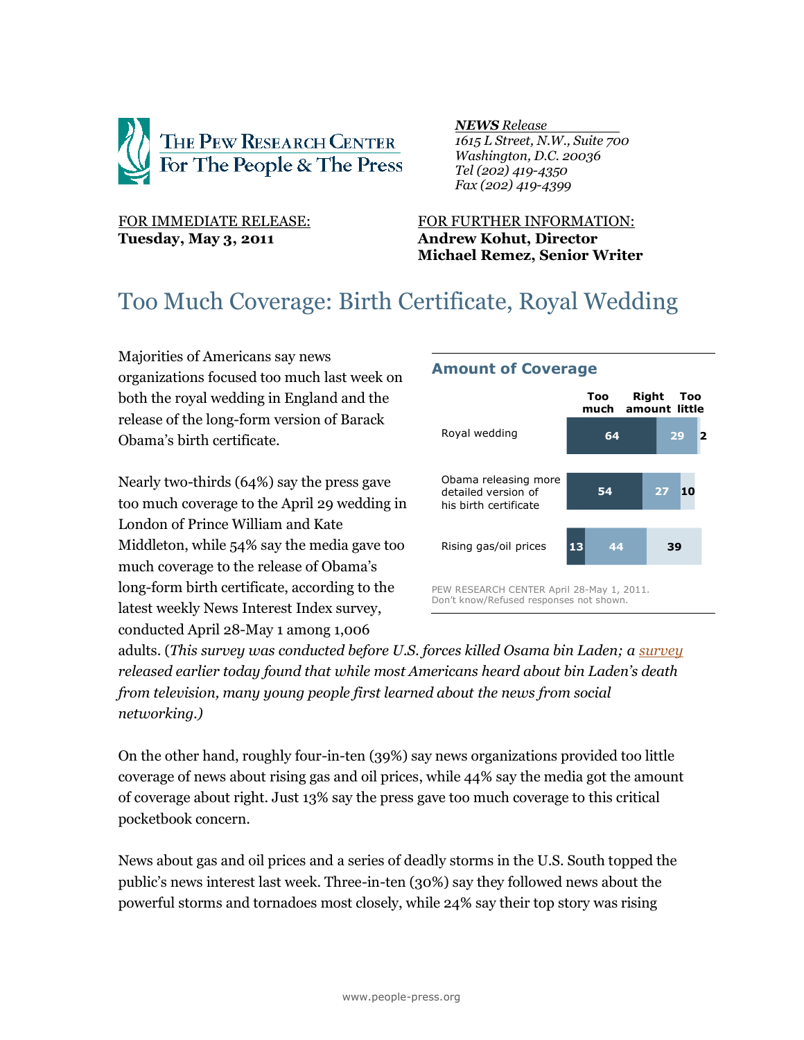THE PEW RESEARCH CENTER
For The People & The Press

***NEWS** Release*
*1615 L Street, N.W., Suite 700*
*Washington, D.C. 20036*
*Tel (202) 419-4350*
*Fax (202) 419-4399*

FOR IMMEDIATE RELEASE:
**Tuesday, May 3, 2011**

FOR FURTHER INFORMATION:
**Andrew Kohut, Director**
**Michael Remez, Senior Writer**

# Too Much Coverage: Birth Certificate, Royal Wedding

Majorities of Americans say news organizations focused too much last week on both the royal wedding in England and the release of the long-form version of Barack Obama's birth certificate.

Nearly two-thirds (64%) say the press gave too much coverage to the April 29 wedding in London of Prince William and Kate Middleton, while 54% say the media gave too much coverage to the release of Obama's long-form birth certificate, according to the latest weekly News Interest Index survey, conducted April 28-May 1 among 1,006 adults. (*This survey was conducted before U.S. forces killed Osama bin Laden; a survey released earlier today found that while most Americans heard about bin Laden's death from television, many young people first learned about the news from social networking.)*

### Amount of Coverage

| | Too much | Right amount | Too little |
|---|---|---|---|
| Royal wedding | 64 | 29 | 2 |
| Obama releasing more detailed version of his birth certificate | 54 | 27 | 10 |
| Rising gas/oil prices | 13 | 44 | 39 |

PEW RESEARCH CENTER April 28-May 1, 2011.
Don't know/Refused responses not shown.

On the other hand, roughly four-in-ten (39%) say news organizations provided too little coverage of news about rising gas and oil prices, while 44% say the media got the amount of coverage about right. Just 13% say the press gave too much coverage to this critical pocketbook concern.

News about gas and oil prices and a series of deadly storms in the U.S. South topped the public's news interest last week. Three-in-ten (30%) say they followed news about the powerful storms and tornadoes most closely, while 24% say their top story was rising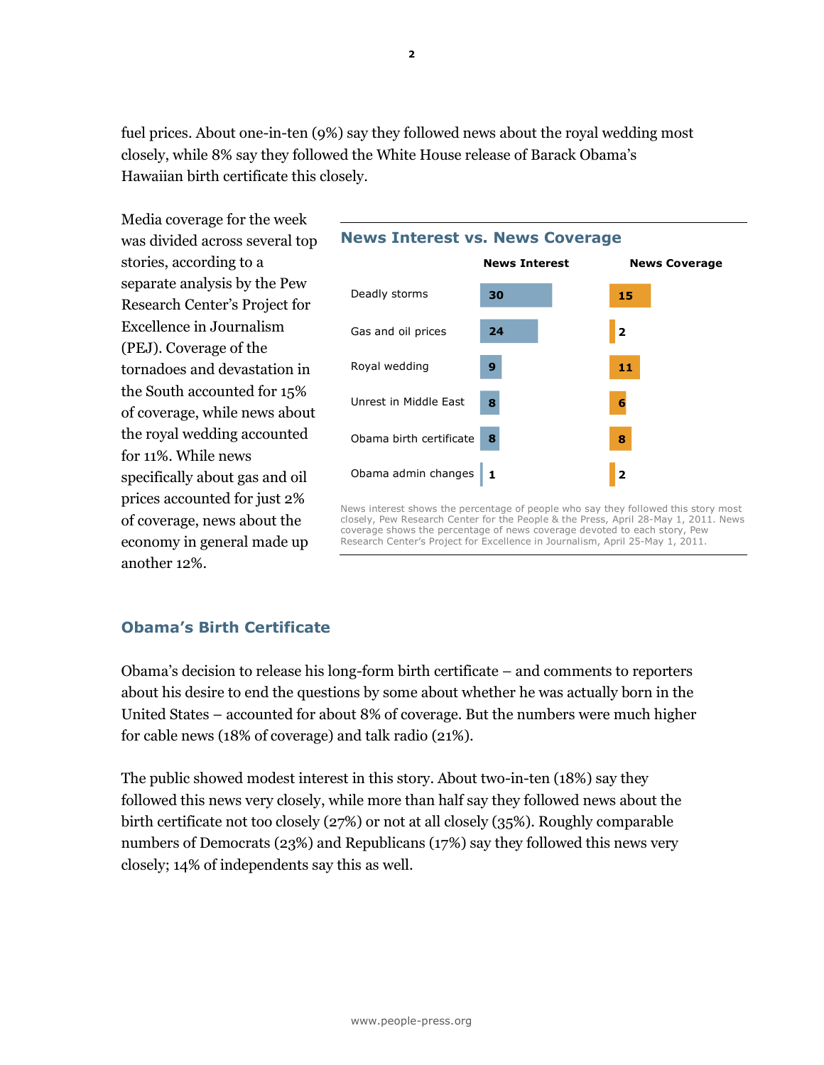fuel prices. About one-in-ten (9%) say they followed news about the royal wedding most closely, while 8% say they followed the White House release of Barack Obama's Hawaiian birth certificate this closely.

Media coverage for the week was divided across several top stories, according to a separate analysis by the Pew Research Center's Project for Excellence in Journalism (PEJ). Coverage of the tornadoes and devastation in the South accounted for 15% of coverage, while news about the royal wedding accounted for 11%. While news specifically about gas and oil prices accounted for just 2% of coverage, news about the economy in general made up another 12%.

### News Interest vs. News Coverage

| | News Interest | News Coverage |
|---|---|---|
| Deadly storms | 30 | 15 |
| Gas and oil prices | 24 | 2 |
| Royal wedding | 9 | 11 |
| Unrest in Middle East | 8 | 6 |
| Obama birth certificate | 8 | 8 |
| Obama admin changes | 1 | 2 |

News interest shows the percentage of people who say they followed this story most closely, Pew Research Center for the People & the Press, April 28-May 1, 2011. News coverage shows the percentage of news coverage devoted to each story, Pew Research Center's Project for Excellence in Journalism, April 25-May 1, 2011.

## Obama's Birth Certificate

Obama's decision to release his long-form birth certificate – and comments to reporters about his desire to end the questions by some about whether he was actually born in the United States – accounted for about 8% of coverage. But the numbers were much higher for cable news (18% of coverage) and talk radio (21%).

The public showed modest interest in this story. About two-in-ten (18%) say they followed this news very closely, while more than half say they followed news about the birth certificate not too closely (27%) or not at all closely (35%). Roughly comparable numbers of Democrats (23%) and Republicans (17%) say they followed this news very closely; 14% of independents say this as well.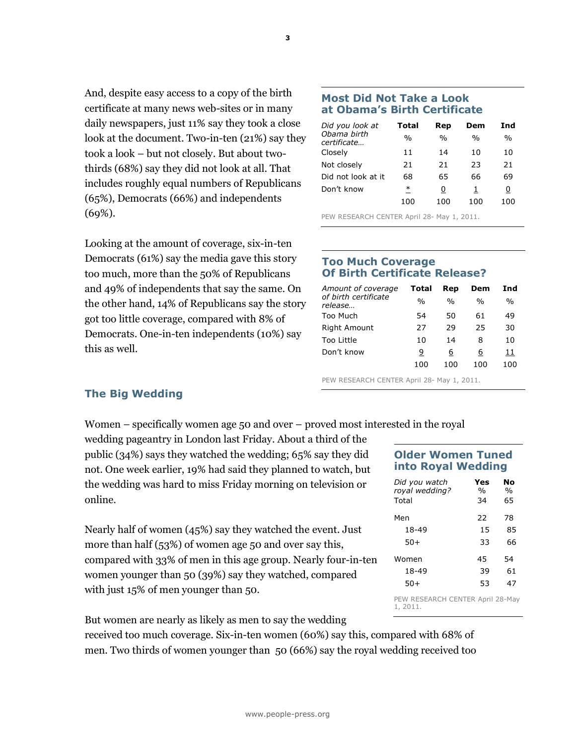And, despite easy access to a copy of the birth certificate at many news web-sites or in many daily newspapers, just 11% say they took a close look at the document. Two-in-ten (21%) say they took a look – but not closely. But about two-thirds (68%) say they did not look at all. That includes roughly equal numbers of Republicans (65%), Democrats (66%) and independents (69%).

### Most Did Not Take a Look at Obama's Birth Certificate

| *Did you look at Obama birth certificate…* | Total | Rep | Dem | Ind |
|---|---|---|---|---|
| | % | % | % | % |
| Closely | 11 | 14 | 10 | 10 |
| Not closely | 21 | 21 | 23 | 21 |
| Did not look at it | 68 | 65 | 66 | 69 |
| Don't know | * | 0 | 1 | 0 |
| | 100 | 100 | 100 | 100 |

PEW RESEARCH CENTER April 28- May 1, 2011.

Looking at the amount of coverage, six-in-ten Democrats (61%) say the media gave this story too much, more than the 50% of Republicans and 49% of independents that say the same. On the other hand, 14% of Republicans say the story got too little coverage, compared with 8% of Democrats. One-in-ten independents (10%) say this as well.

### Too Much Coverage Of Birth Certificate Release?

| *Amount of coverage of birth certificate release…* | Total | Rep | Dem | Ind |
|---|---|---|---|---|
| | % | % | % | % |
| Too Much | 54 | 50 | 61 | 49 |
| Right Amount | 27 | 29 | 25 | 30 |
| Too Little | 10 | 14 | 8 | 10 |
| Don't know | 9 | 6 | 6 | 11 |
| | 100 | 100 | 100 | 100 |

PEW RESEARCH CENTER April 28- May 1, 2011.

## The Big Wedding

Women – specifically women age 50 and over – proved most interested in the royal wedding pageantry in London last Friday. About a third of the public (34%) says they watched the wedding; 65% say they did not. One week earlier, 19% had said they planned to watch, but the wedding was hard to miss Friday morning on television or online.

Nearly half of women (45%) say they watched the event. Just more than half (53%) of women age 50 and over say this, compared with 33% of men in this age group. Nearly four-in-ten women younger than 50 (39%) say they watched, compared with just 15% of men younger than 50.

### Older Women Tuned into Royal Wedding

| *Did you watch royal wedding?* | Yes | No |
|---|---|---|
| | % | % |
| Total | 34 | 65 |
| Men | 22 | 78 |
| 18-49 | 15 | 85 |
| 50+ | 33 | 66 |
| Women | 45 | 54 |
| 18-49 | 39 | 61 |
| 50+ | 53 | 47 |

PEW RESEARCH CENTER April 28-May 1, 2011.

But women are nearly as likely as men to say the wedding received too much coverage. Six-in-ten women (60%) say this, compared with 68% of men. Two thirds of women younger than 50 (66%) say the royal wedding received too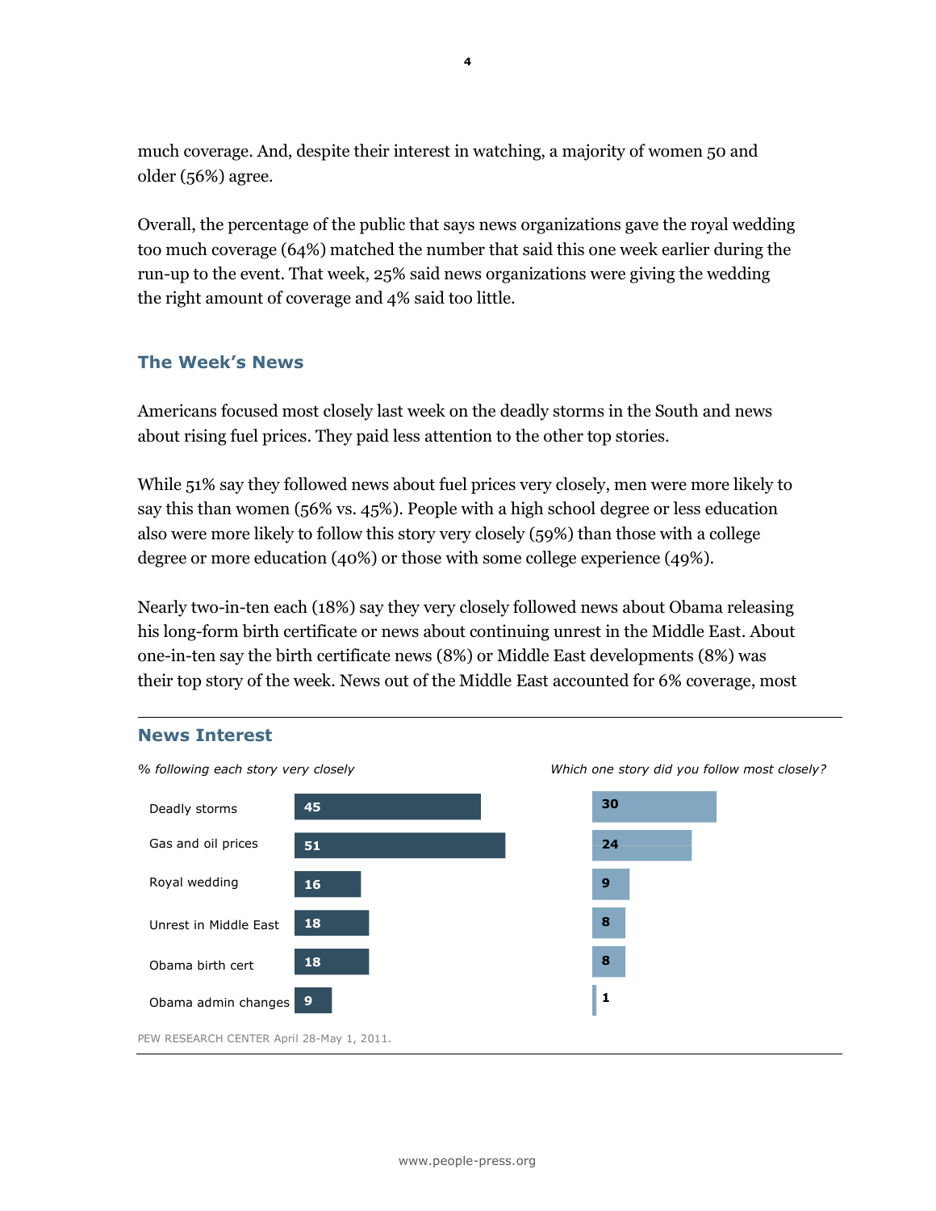much coverage. And, despite their interest in watching, a majority of women 50 and older (56%) agree.

Overall, the percentage of the public that says news organizations gave the royal wedding too much coverage (64%) matched the number that said this one week earlier during the run-up to the event. That week, 25% said news organizations were giving the wedding the right amount of coverage and 4% said too little.

## The Week's News

Americans focused most closely last week on the deadly storms in the South and news about rising fuel prices. They paid less attention to the other top stories.

While 51% say they followed news about fuel prices very closely, men were more likely to say this than women (56% vs. 45%). People with a high school degree or less education also were more likely to follow this story very closely (59%) than those with a college degree or more education (40%) or those with some college experience (49%).

Nearly two-in-ten each (18%) say they very closely followed news about Obama releasing his long-form birth certificate or news about continuing unrest in the Middle East. About one-in-ten say the birth certificate news (8%) or Middle East developments (8%) was their top story of the week. News out of the Middle East accounted for 6% coverage, most

### News Interest

| | *% following each story very closely* | *Which one story did you follow most closely?* |
|---|---|---|
| Deadly storms | 45 | 30 |
| Gas and oil prices | 51 | 24 |
| Royal wedding | 16 | 9 |
| Unrest in Middle East | 18 | 8 |
| Obama birth cert | 18 | 8 |
| Obama admin changes | 9 | 1 |

PEW RESEARCH CENTER April 28-May 1, 2011.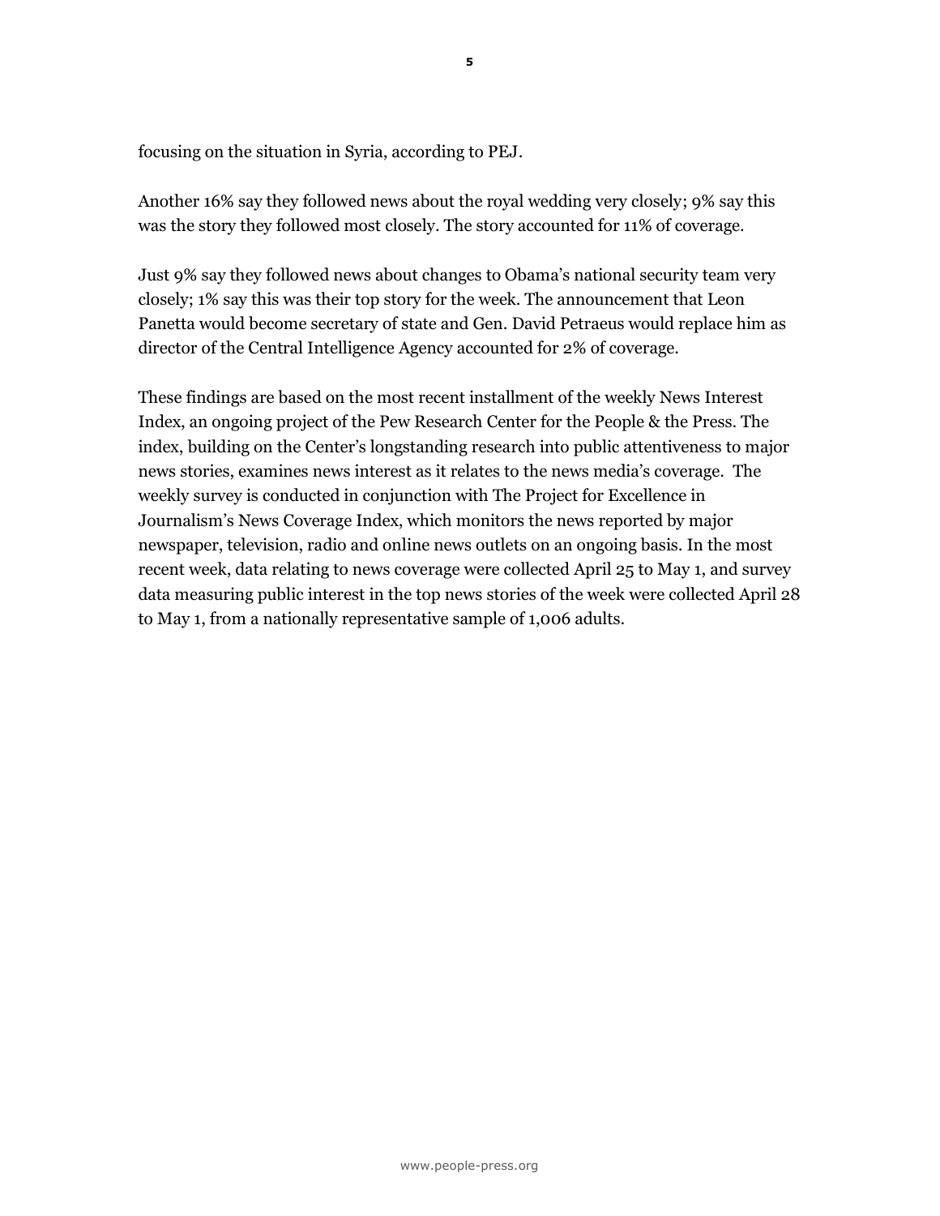focusing on the situation in Syria, according to PEJ.

Another 16% say they followed news about the royal wedding very closely; 9% say this was the story they followed most closely. The story accounted for 11% of coverage.

Just 9% say they followed news about changes to Obama's national security team very closely; 1% say this was their top story for the week. The announcement that Leon Panetta would become secretary of state and Gen. David Petraeus would replace him as director of the Central Intelligence Agency accounted for 2% of coverage.

These findings are based on the most recent installment of the weekly News Interest Index, an ongoing project of the Pew Research Center for the People & the Press. The index, building on the Center's longstanding research into public attentiveness to major news stories, examines news interest as it relates to the news media's coverage. The weekly survey is conducted in conjunction with The Project for Excellence in Journalism's News Coverage Index, which monitors the news reported by major newspaper, television, radio and online news outlets on an ongoing basis. In the most recent week, data relating to news coverage were collected April 25 to May 1, and survey data measuring public interest in the top news stories of the week were collected April 28 to May 1, from a nationally representative sample of 1,006 adults.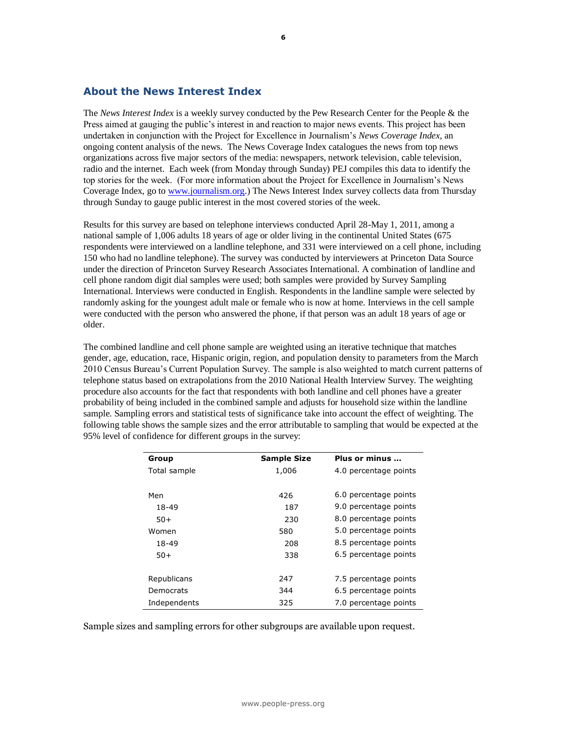## About the News Interest Index

The *News Interest Index* is a weekly survey conducted by the Pew Research Center for the People & the Press aimed at gauging the public's interest in and reaction to major news events. This project has been undertaken in conjunction with the Project for Excellence in Journalism's *News Coverage Index*, an ongoing content analysis of the news. The News Coverage Index catalogues the news from top news organizations across five major sectors of the media: newspapers, network television, cable television, radio and the internet. Each week (from Monday through Sunday) PEJ compiles this data to identify the top stories for the week. (For more information about the Project for Excellence in Journalism's News Coverage Index, go to www.journalism.org.) The News Interest Index survey collects data from Thursday through Sunday to gauge public interest in the most covered stories of the week.

Results for this survey are based on telephone interviews conducted April 28-May 1, 2011, among a national sample of 1,006 adults 18 years of age or older living in the continental United States (675 respondents were interviewed on a landline telephone, and 331 were interviewed on a cell phone, including 150 who had no landline telephone). The survey was conducted by interviewers at Princeton Data Source under the direction of Princeton Survey Research Associates International. A combination of landline and cell phone random digit dial samples were used; both samples were provided by Survey Sampling International. Interviews were conducted in English. Respondents in the landline sample were selected by randomly asking for the youngest adult male or female who is now at home. Interviews in the cell sample were conducted with the person who answered the phone, if that person was an adult 18 years of age or older.

The combined landline and cell phone sample are weighted using an iterative technique that matches gender, age, education, race, Hispanic origin, region, and population density to parameters from the March 2010 Census Bureau's Current Population Survey. The sample is also weighted to match current patterns of telephone status based on extrapolations from the 2010 National Health Interview Survey. The weighting procedure also accounts for the fact that respondents with both landline and cell phones have a greater probability of being included in the combined sample and adjusts for household size within the landline sample. Sampling errors and statistical tests of significance take into account the effect of weighting. The following table shows the sample sizes and the error attributable to sampling that would be expected at the 95% level of confidence for different groups in the survey:

| Group | Sample Size | Plus or minus … |
|---|---|---|
| Total sample | 1,006 | 4.0 percentage points |
| | | |
| Men | 426 | 6.0 percentage points |
| 18-49 | 187 | 9.0 percentage points |
| 50+ | 230 | 8.0 percentage points |
| Women | 580 | 5.0 percentage points |
| 18-49 | 208 | 8.5 percentage points |
| 50+ | 338 | 6.5 percentage points |
| | | |
| Republicans | 247 | 7.5 percentage points |
| Democrats | 344 | 6.5 percentage points |
| Independents | 325 | 7.0 percentage points |

Sample sizes and sampling errors for other subgroups are available upon request.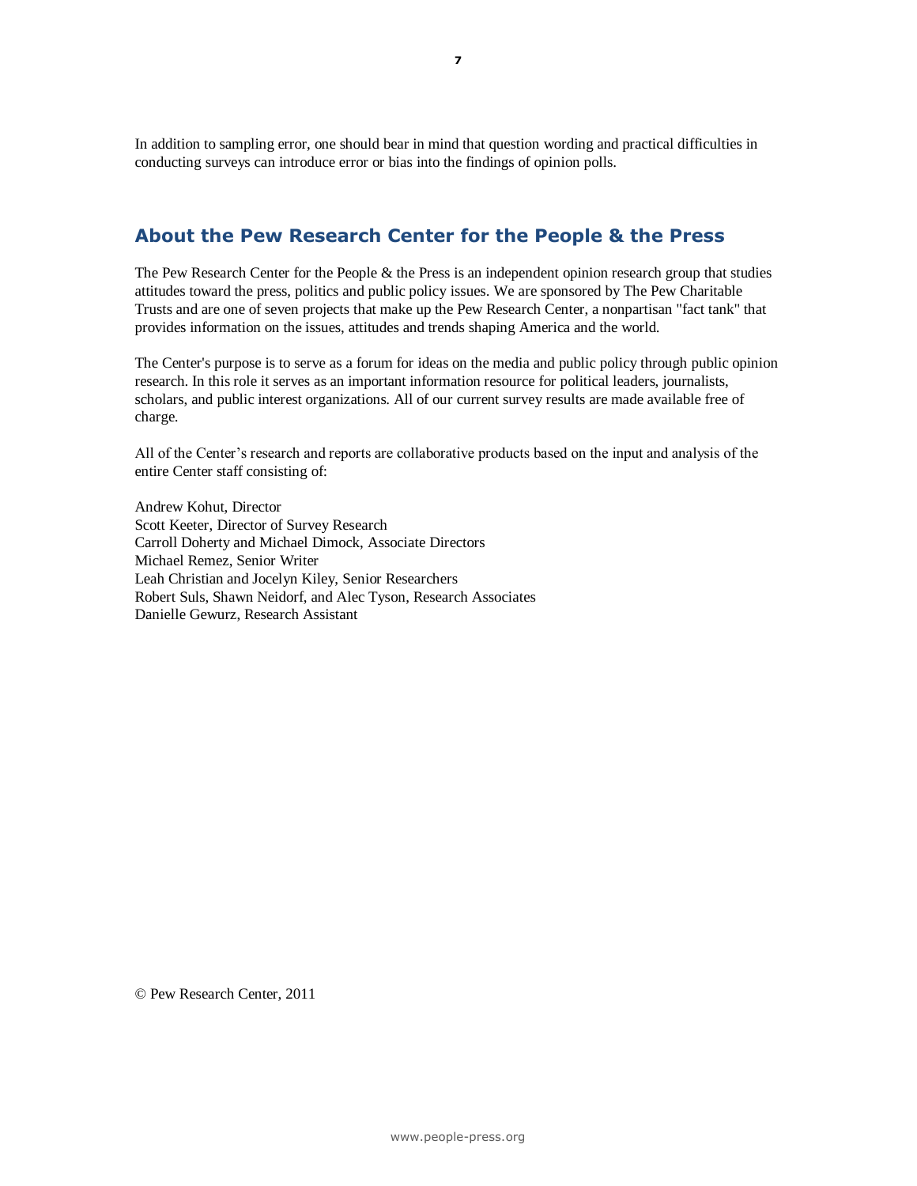In addition to sampling error, one should bear in mind that question wording and practical difficulties in conducting surveys can introduce error or bias into the findings of opinion polls.

## About the Pew Research Center for the People & the Press

The Pew Research Center for the People & the Press is an independent opinion research group that studies attitudes toward the press, politics and public policy issues. We are sponsored by The Pew Charitable Trusts and are one of seven projects that make up the Pew Research Center, a nonpartisan "fact tank" that provides information on the issues, attitudes and trends shaping America and the world.

The Center's purpose is to serve as a forum for ideas on the media and public policy through public opinion research. In this role it serves as an important information resource for political leaders, journalists, scholars, and public interest organizations. All of our current survey results are made available free of charge.

All of the Center's research and reports are collaborative products based on the input and analysis of the entire Center staff consisting of:

Andrew Kohut, Director
Scott Keeter, Director of Survey Research
Carroll Doherty and Michael Dimock, Associate Directors
Michael Remez, Senior Writer
Leah Christian and Jocelyn Kiley, Senior Researchers
Robert Suls, Shawn Neidorf, and Alec Tyson, Research Associates
Danielle Gewurz, Research Assistant

© Pew Research Center, 2011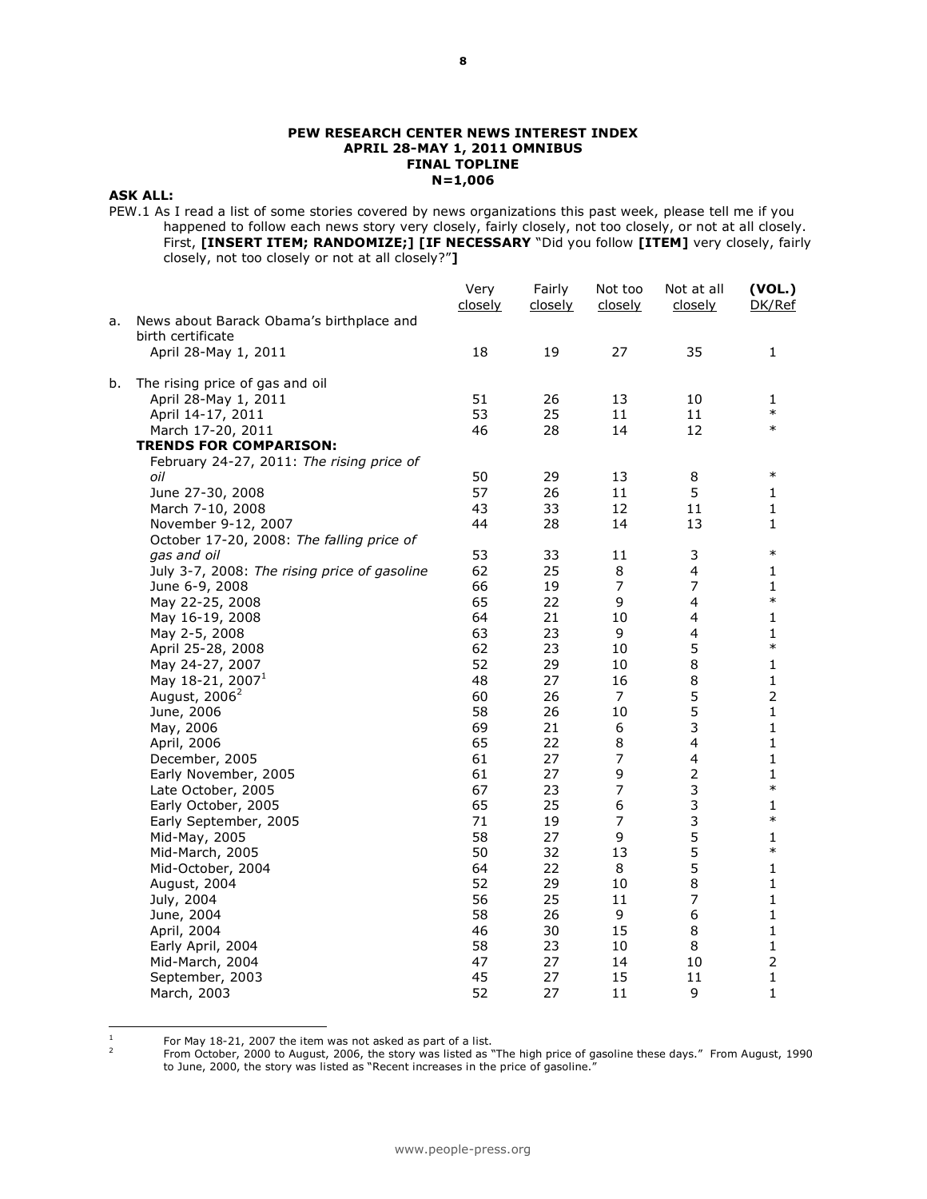**PEW RESEARCH CENTER NEWS INTEREST INDEX**
**APRIL 28-MAY 1, 2011 OMNIBUS**
**FINAL TOPLINE**
**N=1,006**

**ASK ALL:**

PEW.1 As I read a list of some stories covered by news organizations this past week, please tell me if you happened to follow each news story very closely, fairly closely, not too closely, or not at all closely. First, **[INSERT ITEM; RANDOMIZE;] [IF NECESSARY** "Did you follow **[ITEM]** very closely, fairly closely, not too closely or not at all closely?"**]**

| | Very closely | Fairly closely | Not too closely | Not at all closely | **(VOL.)** DK/Ref |
|---|---|---|---|---|---|
| a. News about Barack Obama's birthplace and birth certificate | | | | | |
| April 28-May 1, 2011 | 18 | 19 | 27 | 35 | 1 |
| b. The rising price of gas and oil | | | | | |
| April 28-May 1, 2011 | 51 | 26 | 13 | 10 | 1 |
| April 14-17, 2011 | 53 | 25 | 11 | 11 | * |
| March 17-20, 2011 | 46 | 28 | 14 | 12 | * |
| **TRENDS FOR COMPARISON:** | | | | | |
| February 24-27, 2011: *The rising price of oil* | 50 | 29 | 13 | 8 | * |
| June 27-30, 2008 | 57 | 26 | 11 | 5 | 1 |
| March 7-10, 2008 | 43 | 33 | 12 | 11 | 1 |
| November 9-12, 2007 | 44 | 28 | 14 | 13 | 1 |
| October 17-20, 2008: *The falling price of gas and oil* | 53 | 33 | 11 | 3 | * |
| July 3-7, 2008: *The rising price of gasoline* | 62 | 25 | 8 | 4 | 1 |
| June 6-9, 2008 | 66 | 19 | 7 | 7 | 1 |
| May 22-25, 2008 | 65 | 22 | 9 | 4 | * |
| May 16-19, 2008 | 64 | 21 | 10 | 4 | 1 |
| May 2-5, 2008 | 63 | 23 | 9 | 4 | 1 |
| April 25-28, 2008 | 62 | 23 | 10 | 5 | * |
| May 24-27, 2007 | 52 | 29 | 10 | 8 | 1 |
| May 18-21, 2007[1] | 48 | 27 | 16 | 8 | 1 |
| August, 2006[2] | 60 | 26 | 7 | 5 | 2 |
| June, 2006 | 58 | 26 | 10 | 5 | 1 |
| May, 2006 | 69 | 21 | 6 | 3 | 1 |
| April, 2006 | 65 | 22 | 8 | 4 | 1 |
| December, 2005 | 61 | 27 | 7 | 4 | 1 |
| Early November, 2005 | 61 | 27 | 9 | 2 | 1 |
| Late October, 2005 | 67 | 23 | 7 | 3 | * |
| Early October, 2005 | 65 | 25 | 6 | 3 | 1 |
| Early September, 2005 | 71 | 19 | 7 | 3 | * |
| Mid-May, 2005 | 58 | 27 | 9 | 5 | 1 |
| Mid-March, 2005 | 50 | 32 | 13 | 5 | * |
| Mid-October, 2004 | 64 | 22 | 8 | 5 | 1 |
| August, 2004 | 52 | 29 | 10 | 8 | 1 |
| July, 2004 | 56 | 25 | 11 | 7 | 1 |
| June, 2004 | 58 | 26 | 9 | 6 | 1 |
| April, 2004 | 46 | 30 | 15 | 8 | 1 |
| Early April, 2004 | 58 | 23 | 10 | 8 | 1 |
| Mid-March, 2004 | 47 | 27 | 14 | 10 | 2 |
| September, 2003 | 45 | 27 | 15 | 11 | 1 |
| March, 2003 | 52 | 27 | 11 | 9 | 1 |

[1] For May 18-21, 2007 the item was not asked as part of a list.

[2] From October, 2000 to August, 2006, the story was listed as "The high price of gasoline these days." From August, 1990 to June, 2000, the story was listed as "Recent increases in the price of gasoline."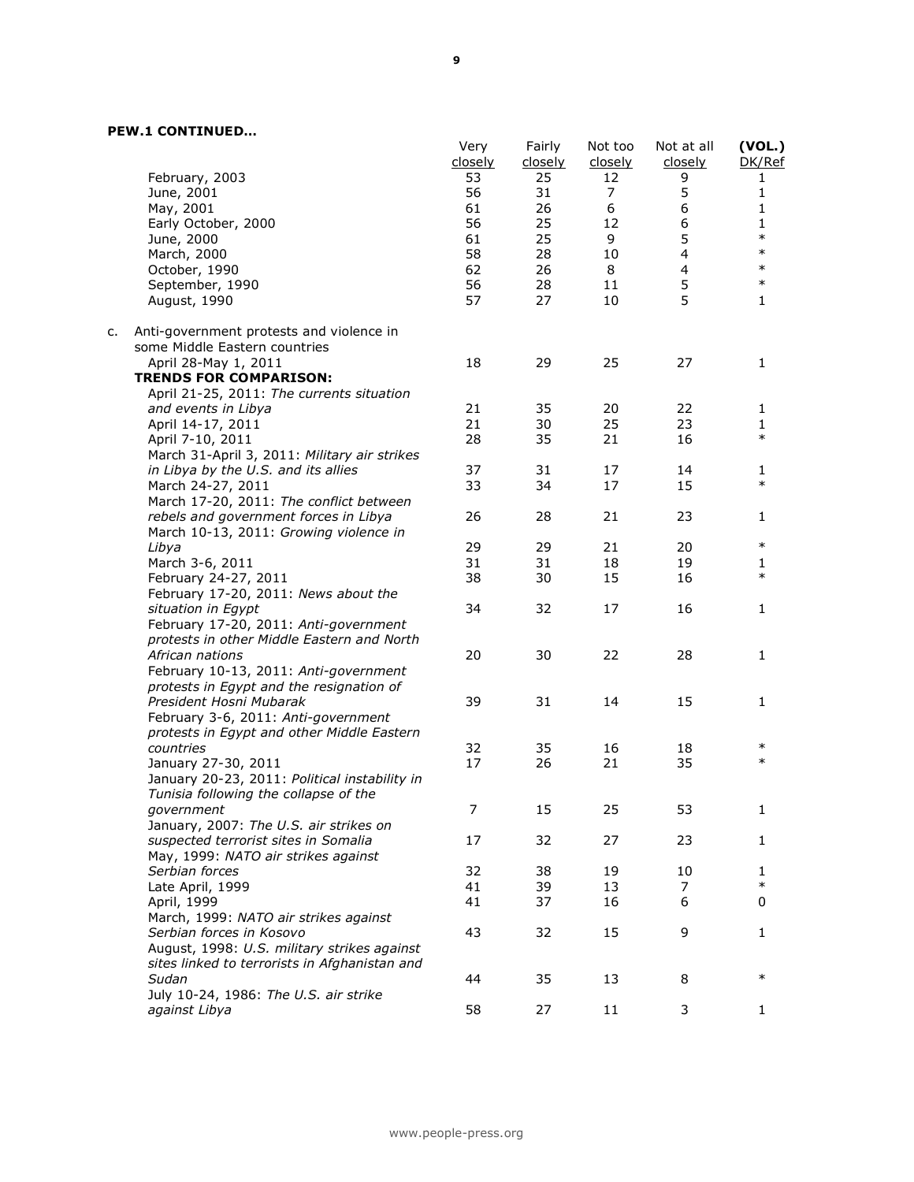**PEW.1 CONTINUED…**

| | Very closely | Fairly closely | Not too closely | Not at all closely | (VOL.) DK/Ref |
|---|---|---|---|---|---|
| February, 2003 | 53 | 25 | 12 | 9 | 1 |
| June, 2001 | 56 | 31 | 7 | 5 | 1 |
| May, 2001 | 61 | 26 | 6 | 6 | 1 |
| Early October, 2000 | 56 | 25 | 12 | 6 | 1 |
| June, 2000 | 61 | 25 | 9 | 5 | * |
| March, 2000 | 58 | 28 | 10 | 4 | * |
| October, 1990 | 62 | 26 | 8 | 4 | * |
| September, 1990 | 56 | 28 | 11 | 5 | * |
| August, 1990 | 57 | 27 | 10 | 5 | 1 |
| c. Anti-government protests and violence in some Middle Eastern countries | | | | | |
| April 28-May 1, 2011 | 18 | 29 | 25 | 27 | 1 |
| **TRENDS FOR COMPARISON:** | | | | | |
| April 21-25, 2011: *The currents situation and events in Libya* | 21 | 35 | 20 | 22 | 1 |
| April 14-17, 2011 | 21 | 30 | 25 | 23 | 1 |
| April 7-10, 2011 | 28 | 35 | 21 | 16 | * |
| March 31-April 3, 2011: *Military air strikes in Libya by the U.S. and its allies* | 37 | 31 | 17 | 14 | 1 |
| March 24-27, 2011 | 33 | 34 | 17 | 15 | * |
| March 17-20, 2011: *The conflict between rebels and government forces in Libya* | 26 | 28 | 21 | 23 | 1 |
| March 10-13, 2011: *Growing violence in Libya* | 29 | 29 | 21 | 20 | * |
| March 3-6, 2011 | 31 | 31 | 18 | 19 | 1 |
| February 24-27, 2011 | 38 | 30 | 15 | 16 | * |
| February 17-20, 2011: *News about the situation in Egypt* | 34 | 32 | 17 | 16 | 1 |
| February 17-20, 2011: *Anti-government protests in other Middle Eastern and North African nations* | 20 | 30 | 22 | 28 | 1 |
| February 10-13, 2011: *Anti-government protests in Egypt and the resignation of President Hosni Mubarak* | 39 | 31 | 14 | 15 | 1 |
| February 3-6, 2011: *Anti-government protests in Egypt and other Middle Eastern countries* | 32 | 35 | 16 | 18 | * |
| January 27-30, 2011 | 17 | 26 | 21 | 35 | * |
| January 20-23, 2011: *Political instability in Tunisia following the collapse of the government* | 7 | 15 | 25 | 53 | 1 |
| January, 2007: *The U.S. air strikes on suspected terrorist sites in Somalia* | 17 | 32 | 27 | 23 | 1 |
| May, 1999: *NATO air strikes against Serbian forces* | 32 | 38 | 19 | 10 | 1 |
| Late April, 1999 | 41 | 39 | 13 | 7 | * |
| April, 1999 | 41 | 37 | 16 | 6 | 0 |
| March, 1999: *NATO air strikes against Serbian forces in Kosovo* | 43 | 32 | 15 | 9 | 1 |
| August, 1998: *U.S. military strikes against sites linked to terrorists in Afghanistan and Sudan* | 44 | 35 | 13 | 8 | * |
| July 10-24, 1986: *The U.S. air strike against Libya* | 58 | 27 | 11 | 3 | 1 |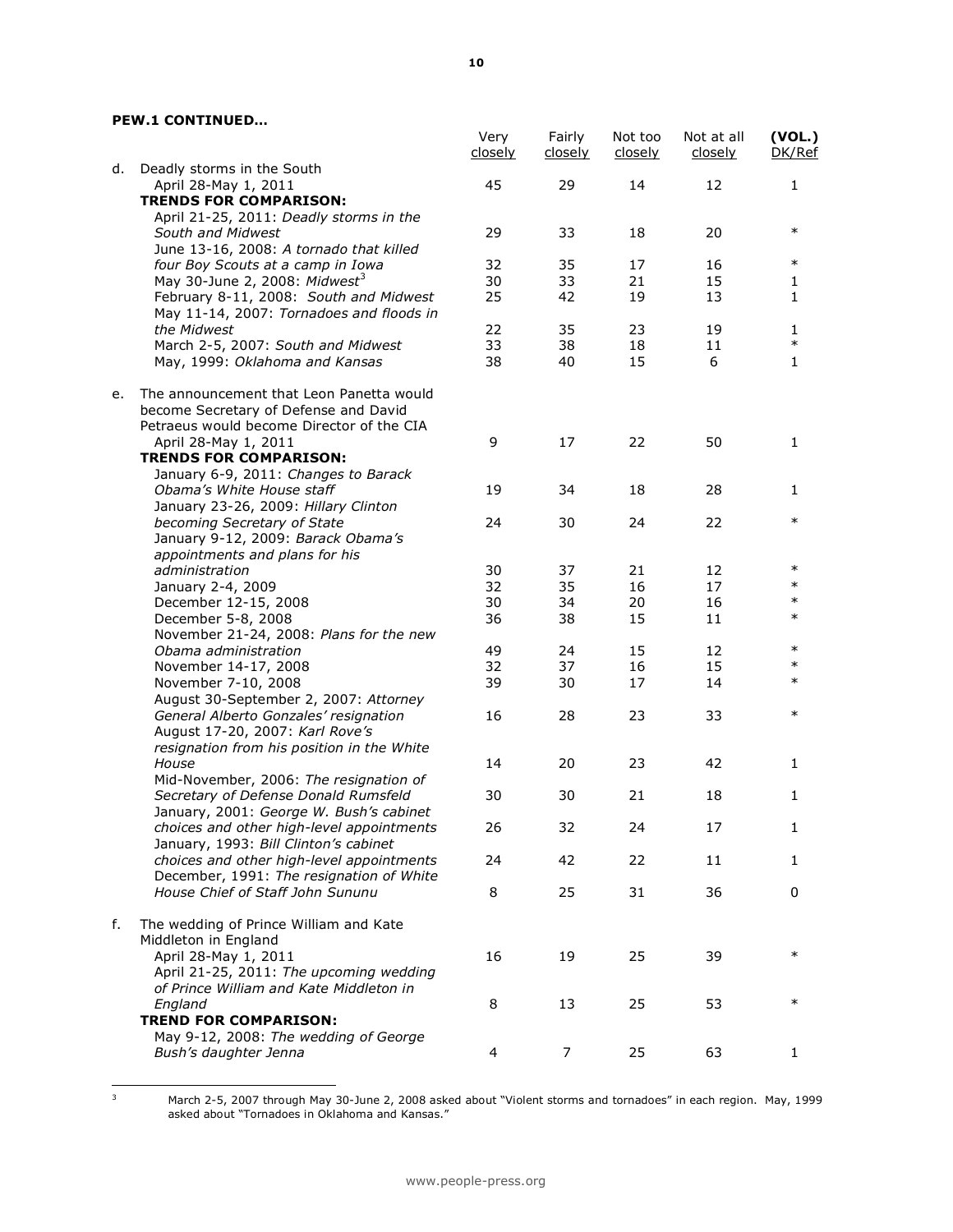**PEW.1 CONTINUED…**

| | Very closely | Fairly closely | Not too closely | Not at all closely | (VOL.) DK/Ref |
|---|---|---|---|---|---|
| d. Deadly storms in the South | | | | | |
| April 28-May 1, 2011 | 45 | 29 | 14 | 12 | 1 |
| **TRENDS FOR COMPARISON:** | | | | | |
| April 21-25, 2011: *Deadly storms in the South and Midwest* | 29 | 33 | 18 | 20 | * |
| June 13-16, 2008: *A tornado that killed four Boy Scouts at a camp in Iowa* | 32 | 35 | 17 | 16 | * |
| May 30-June 2, 2008: *Midwest*[3] | 30 | 33 | 21 | 15 | 1 |
| February 8-11, 2008: *South and Midwest* | 25 | 42 | 19 | 13 | 1 |
| May 11-14, 2007: *Tornadoes and floods in the Midwest* | 22 | 35 | 23 | 19 | 1 |
| March 2-5, 2007: *South and Midwest* | 33 | 38 | 18 | 11 | * |
| May, 1999: *Oklahoma and Kansas* | 38 | 40 | 15 | 6 | 1 |
| e. The announcement that Leon Panetta would become Secretary of Defense and David Petraeus would become Director of the CIA | | | | | |
| April 28-May 1, 2011 | 9 | 17 | 22 | 50 | 1 |
| **TRENDS FOR COMPARISON:** | | | | | |
| January 6-9, 2011: *Changes to Barack Obama's White House staff* | 19 | 34 | 18 | 28 | 1 |
| January 23-26, 2009: *Hillary Clinton becoming Secretary of State* | 24 | 30 | 24 | 22 | * |
| January 9-12, 2009: *Barack Obama's appointments and plans for his administration* | 30 | 37 | 21 | 12 | * |
| January 2-4, 2009 | 32 | 35 | 16 | 17 | * |
| December 12-15, 2008 | 30 | 34 | 20 | 16 | * |
| December 5-8, 2008 | 36 | 38 | 15 | 11 | * |
| November 21-24, 2008: *Plans for the new Obama administration* | 49 | 24 | 15 | 12 | * |
| November 14-17, 2008 | 32 | 37 | 16 | 15 | * |
| November 7-10, 2008 | 39 | 30 | 17 | 14 | * |
| August 30-September 2, 2007: *Attorney General Alberto Gonzales' resignation* | 16 | 28 | 23 | 33 | * |
| August 17-20, 2007: *Karl Rove's resignation from his position in the White House* | 14 | 20 | 23 | 42 | 1 |
| Mid-November, 2006: *The resignation of Secretary of Defense Donald Rumsfeld* | 30 | 30 | 21 | 18 | 1 |
| January, 2001: *George W. Bush's cabinet choices and other high-level appointments* | 26 | 32 | 24 | 17 | 1 |
| January, 1993: *Bill Clinton's cabinet choices and other high-level appointments* | 24 | 42 | 22 | 11 | 1 |
| December, 1991: *The resignation of White House Chief of Staff John Sununu* | 8 | 25 | 31 | 36 | 0 |
| f. The wedding of Prince William and Kate Middleton in England | | | | | |
| April 28-May 1, 2011 | 16 | 19 | 25 | 39 | * |
| April 21-25, 2011: *The upcoming wedding of Prince William and Kate Middleton in England* | 8 | 13 | 25 | 53 | * |
| **TREND FOR COMPARISON:** | | | | | |
| May 9-12, 2008: *The wedding of George Bush's daughter Jenna* | 4 | 7 | 25 | 63 | 1 |

[3] March 2-5, 2007 through May 30-June 2, 2008 asked about "Violent storms and tornadoes" in each region. May, 1999 asked about "Tornadoes in Oklahoma and Kansas."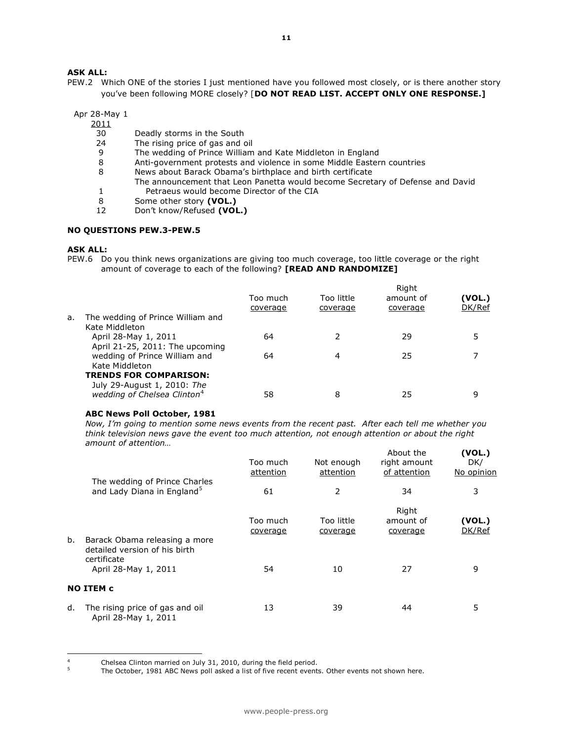**ASK ALL:**

PEW.2 Which ONE of the stories I just mentioned have you followed most closely, or is there another story you've been following MORE closely? [**DO NOT READ LIST. ACCEPT ONLY ONE RESPONSE.]**

| Apr 28-May 1 2011 | |
|---|---|
| 30 | Deadly storms in the South |
| 24 | The rising price of gas and oil |
| 9 | The wedding of Prince William and Kate Middleton in England |
| 8 | Anti-government protests and violence in some Middle Eastern countries |
| 8 | News about Barack Obama's birthplace and birth certificate |
| 1 | The announcement that Leon Panetta would become Secretary of Defense and David Petraeus would become Director of the CIA |
| 8 | Some other story **(VOL.)** |
| 12 | Don't know/Refused **(VOL.)** |

**NO QUESTIONS PEW.3-PEW.5**

**ASK ALL:**

PEW.6 Do you think news organizations are giving too much coverage, too little coverage or the right amount of coverage to each of the following? **[READ AND RANDOMIZE]**

| | Too much coverage | Too little coverage | Right amount of coverage | (VOL.) DK/Ref |
|---|---|---|---|---|
| a. The wedding of Prince William and Kate Middleton | | | | |
| April 28-May 1, 2011 | 64 | 2 | 29 | 5 |
| April 21-25, 2011: The upcoming wedding of Prince William and Kate Middleton | 64 | 4 | 25 | 7 |
| **TRENDS FOR COMPARISON:** | | | | |
| July 29-August 1, 2010: *The wedding of Chelsea Clinton*[4] | 58 | 8 | 25 | 9 |

**ABC News Poll October, 1981**

*Now, I'm going to mention some news events from the recent past. After each tell me whether you think television news gave the event too much attention, not enough attention or about the right amount of attention…*

| | Too much attention | Not enough attention | About the right amount of attention | (VOL.) DK/ No opinion |
|---|---|---|---|---|
| The wedding of Prince Charles and Lady Diana in England[5] | 61 | 2 | 34 | 3 |

| | Too much coverage | Too little coverage | Right amount of coverage | (VOL.) DK/Ref |
|---|---|---|---|---|
| b. Barack Obama releasing a more detailed version of his birth certificate | | | | |
| April 28-May 1, 2011 | 54 | 10 | 27 | 9 |
| **NO ITEM c** | | | | |
| d. The rising price of gas and oil April 28-May 1, 2011 | 13 | 39 | 44 | 5 |

[4] Chelsea Clinton married on July 31, 2010, during the field period.

[5] The October, 1981 ABC News poll asked a list of five recent events. Other events not shown here.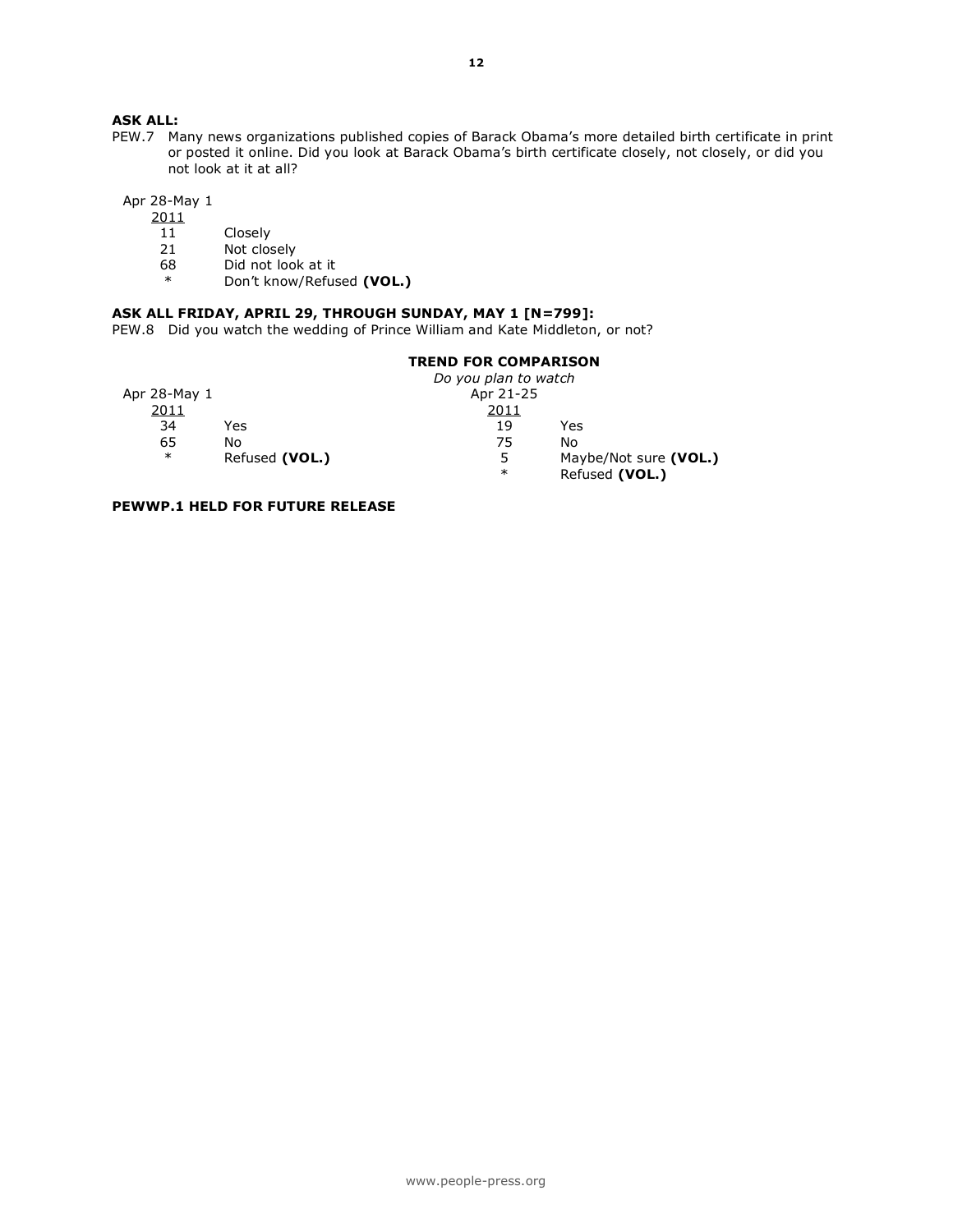**ASK ALL:**

PEW.7 Many news organizations published copies of Barack Obama's more detailed birth certificate in print or posted it online. Did you look at Barack Obama's birth certificate closely, not closely, or did you not look at it at all?

| Apr 28-May 1 2011 | |
|---|---|
| 11 | Closely |
| 21 | Not closely |
| 68 | Did not look at it |
| * | Don't know/Refused **(VOL.)** |

**ASK ALL FRIDAY, APRIL 29, THROUGH SUNDAY, MAY 1 [N=799]:**

PEW.8 Did you watch the wedding of Prince William and Kate Middleton, or not?

| Apr 28-May 1 2011 | |
|---|---|
| 34 | Yes |
| 65 | No |
| * | Refused **(VOL.)** |

**TREND FOR COMPARISON**

*Do you plan to watch*

| Apr 21-25 2011 | |
|---|---|
| 19 | Yes |
| 75 | No |
| 5 | Maybe/Not sure **(VOL.)** |
| * | Refused **(VOL.)** |

**PEWWP.1 HELD FOR FUTURE RELEASE**